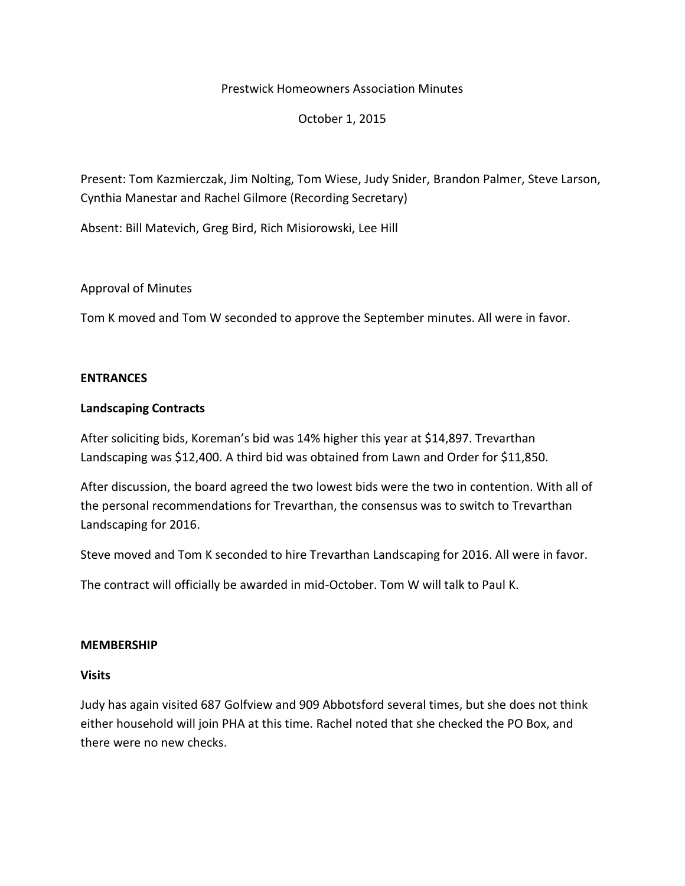Prestwick Homeowners Association Minutes

October 1, 2015

Present: Tom Kazmierczak, Jim Nolting, Tom Wiese, Judy Snider, Brandon Palmer, Steve Larson, Cynthia Manestar and Rachel Gilmore (Recording Secretary)

Absent: Bill Matevich, Greg Bird, Rich Misiorowski, Lee Hill

Approval of Minutes

Tom K moved and Tom W seconded to approve the September minutes. All were in favor.

## ENTRANCES

### Landscaping Contracts

After soliciting bids, Koreman's bid was 14% higher this year at $14,897. Trevarthan Landscaping was $12,400. A third bid was obtained from Lawn and Order for $11,850.

After discussion, the board agreed the two lowest bids were the two in contention. With all of the personal recommendations for Trevarthan, the consensus was to switch to Trevarthan Landscaping for 2016.

Steve moved and Tom K seconded to hire Trevarthan Landscaping for 2016. All were in favor.

The contract will officially be awarded in mid-October. Tom W will talk to Paul K.

## MEMBERSHIP

### Visits

Judy has again visited 687 Golfview and 909 Abbotsford several times, but she does not think either household will join PHA at this time. Rachel noted that she checked the PO Box, and there were no new checks.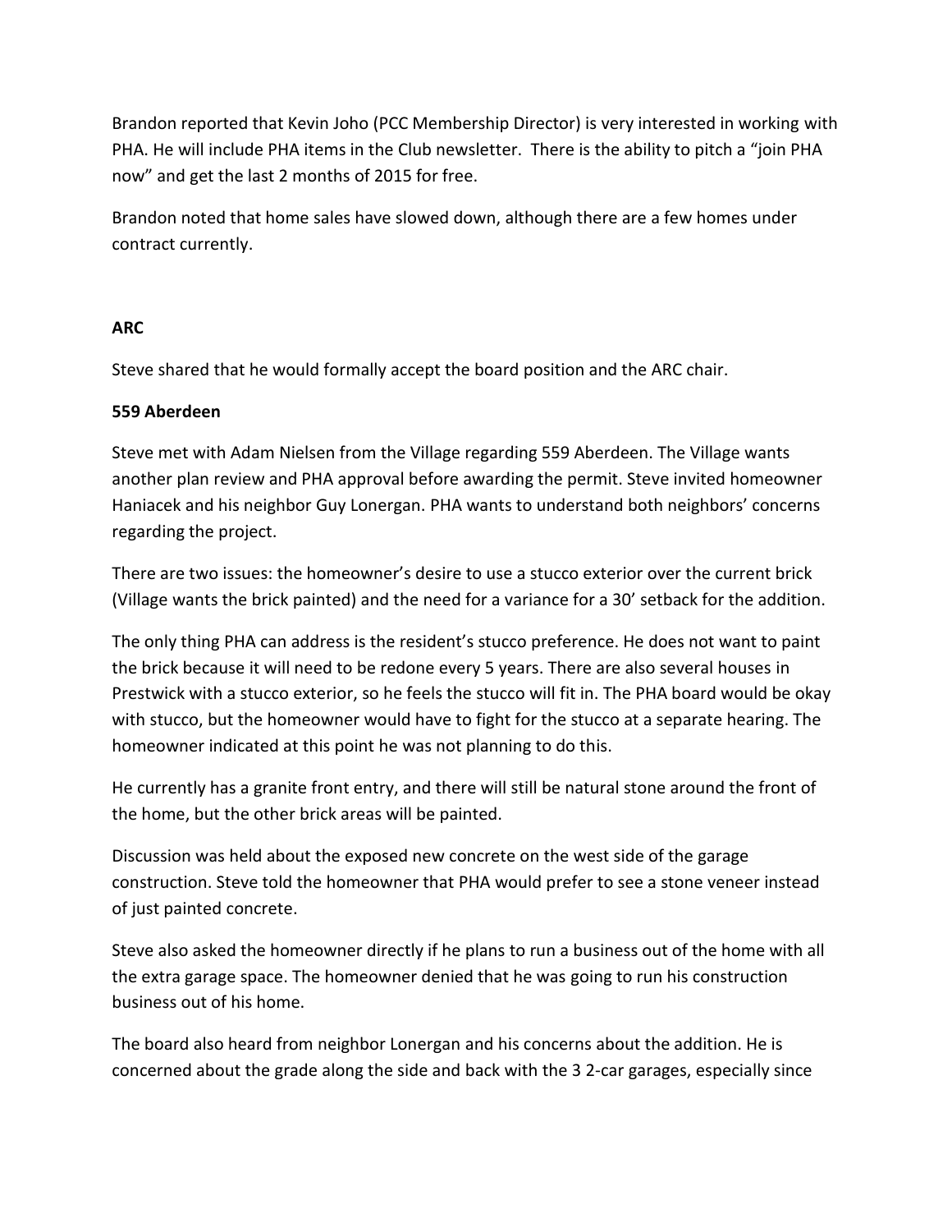Brandon reported that Kevin Joho (PCC Membership Director) is very interested in working with PHA. He will include PHA items in the Club newsletter. There is the ability to pitch a "join PHA now" and get the last 2 months of 2015 for free.

Brandon noted that home sales have slowed down, although there are a few homes under contract currently.

**ARC**

Steve shared that he would formally accept the board position and the ARC chair.

**559 Aberdeen**

Steve met with Adam Nielsen from the Village regarding 559 Aberdeen. The Village wants another plan review and PHA approval before awarding the permit. Steve invited homeowner Haniacek and his neighbor Guy Lonergan. PHA wants to understand both neighbors' concerns regarding the project.

There are two issues: the homeowner's desire to use a stucco exterior over the current brick (Village wants the brick painted) and the need for a variance for a 30' setback for the addition.

The only thing PHA can address is the resident's stucco preference. He does not want to paint the brick because it will need to be redone every 5 years. There are also several houses in Prestwick with a stucco exterior, so he feels the stucco will fit in. The PHA board would be okay with stucco, but the homeowner would have to fight for the stucco at a separate hearing. The homeowner indicated at this point he was not planning to do this.

He currently has a granite front entry, and there will still be natural stone around the front of the home, but the other brick areas will be painted.

Discussion was held about the exposed new concrete on the west side of the garage construction. Steve told the homeowner that PHA would prefer to see a stone veneer instead of just painted concrete.

Steve also asked the homeowner directly if he plans to run a business out of the home with all the extra garage space. The homeowner denied that he was going to run his construction business out of his home.

The board also heard from neighbor Lonergan and his concerns about the addition. He is concerned about the grade along the side and back with the 3 2-car garages, especially since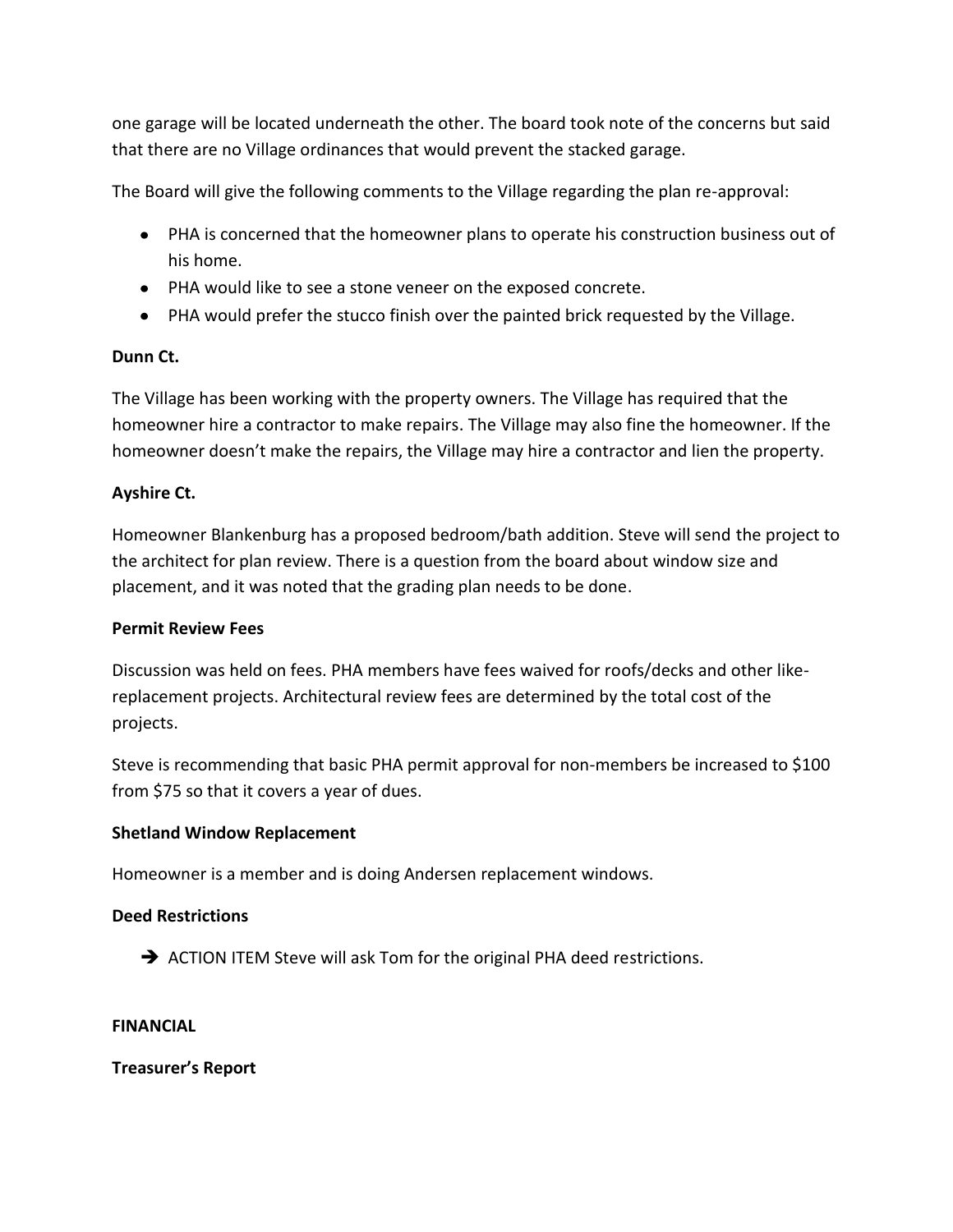one garage will be located underneath the other. The board took note of the concerns but said that there are no Village ordinances that would prevent the stacked garage.

The Board will give the following comments to the Village regarding the plan re-approval:

- PHA is concerned that the homeowner plans to operate his construction business out of his home.
- PHA would like to see a stone veneer on the exposed concrete.
- PHA would prefer the stucco finish over the painted brick requested by the Village.

**Dunn Ct.**

The Village has been working with the property owners. The Village has required that the homeowner hire a contractor to make repairs. The Village may also fine the homeowner. If the homeowner doesn't make the repairs, the Village may hire a contractor and lien the property.

**Ayshire Ct.**

Homeowner Blankenburg has a proposed bedroom/bath addition. Steve will send the project to the architect for plan review. There is a question from the board about window size and placement, and it was noted that the grading plan needs to be done.

**Permit Review Fees**

Discussion was held on fees. PHA members have fees waived for roofs/decks and other like-replacement projects. Architectural review fees are determined by the total cost of the projects.

Steve is recommending that basic PHA permit approval for non-members be increased to $100 from $75 so that it covers a year of dues.

**Shetland Window Replacement**

Homeowner is a member and is doing Andersen replacement windows.

**Deed Restrictions**

➔ ACTION ITEM Steve will ask Tom for the original PHA deed restrictions.

**FINANCIAL**

**Treasurer's Report**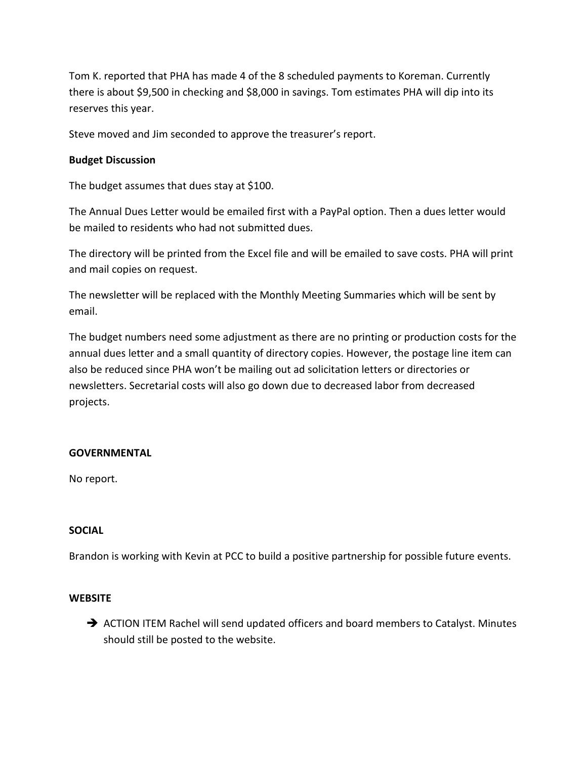Tom K. reported that PHA has made 4 of the 8 scheduled payments to Koreman. Currently there is about $9,500 in checking and $8,000 in savings. Tom estimates PHA will dip into its reserves this year.

Steve moved and Jim seconded to approve the treasurer's report.

**Budget Discussion**

The budget assumes that dues stay at $100.

The Annual Dues Letter would be emailed first with a PayPal option. Then a dues letter would be mailed to residents who had not submitted dues.

The directory will be printed from the Excel file and will be emailed to save costs. PHA will print and mail copies on request.

The newsletter will be replaced with the Monthly Meeting Summaries which will be sent by email.

The budget numbers need some adjustment as there are no printing or production costs for the annual dues letter and a small quantity of directory copies. However, the postage line item can also be reduced since PHA won't be mailing out ad solicitation letters or directories or newsletters. Secretarial costs will also go down due to decreased labor from decreased projects.

**GOVERNMENTAL**

No report.

**SOCIAL**

Brandon is working with Kevin at PCC to build a positive partnership for possible future events.

**WEBSITE**

- ➔ ACTION ITEM Rachel will send updated officers and board members to Catalyst. Minutes should still be posted to the website.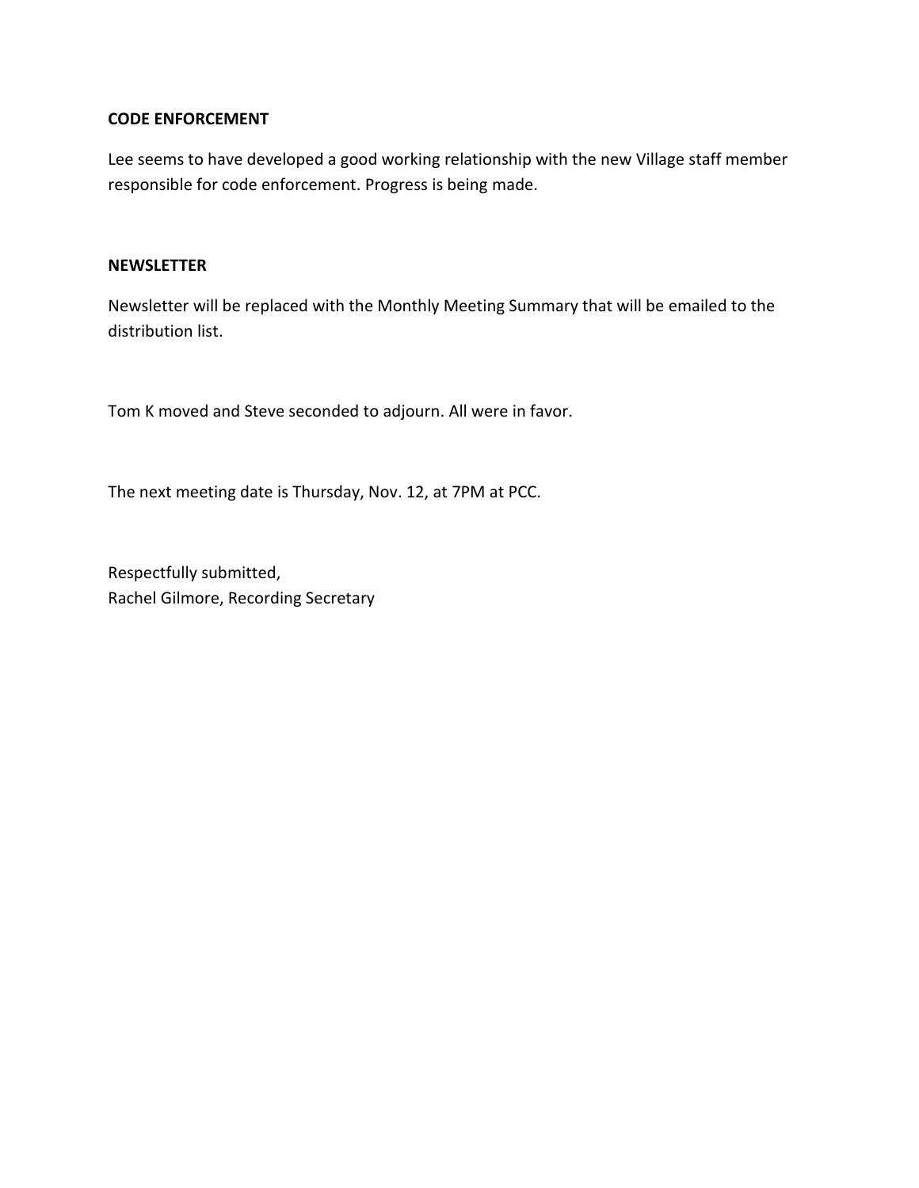**CODE ENFORCEMENT**

Lee seems to have developed a good working relationship with the new Village staff member responsible for code enforcement. Progress is being made.

**NEWSLETTER**

Newsletter will be replaced with the Monthly Meeting Summary that will be emailed to the distribution list.

Tom K moved and Steve seconded to adjourn. All were in favor.

The next meeting date is Thursday, Nov. 12, at 7PM at PCC.

Respectfully submitted,
Rachel Gilmore, Recording Secretary